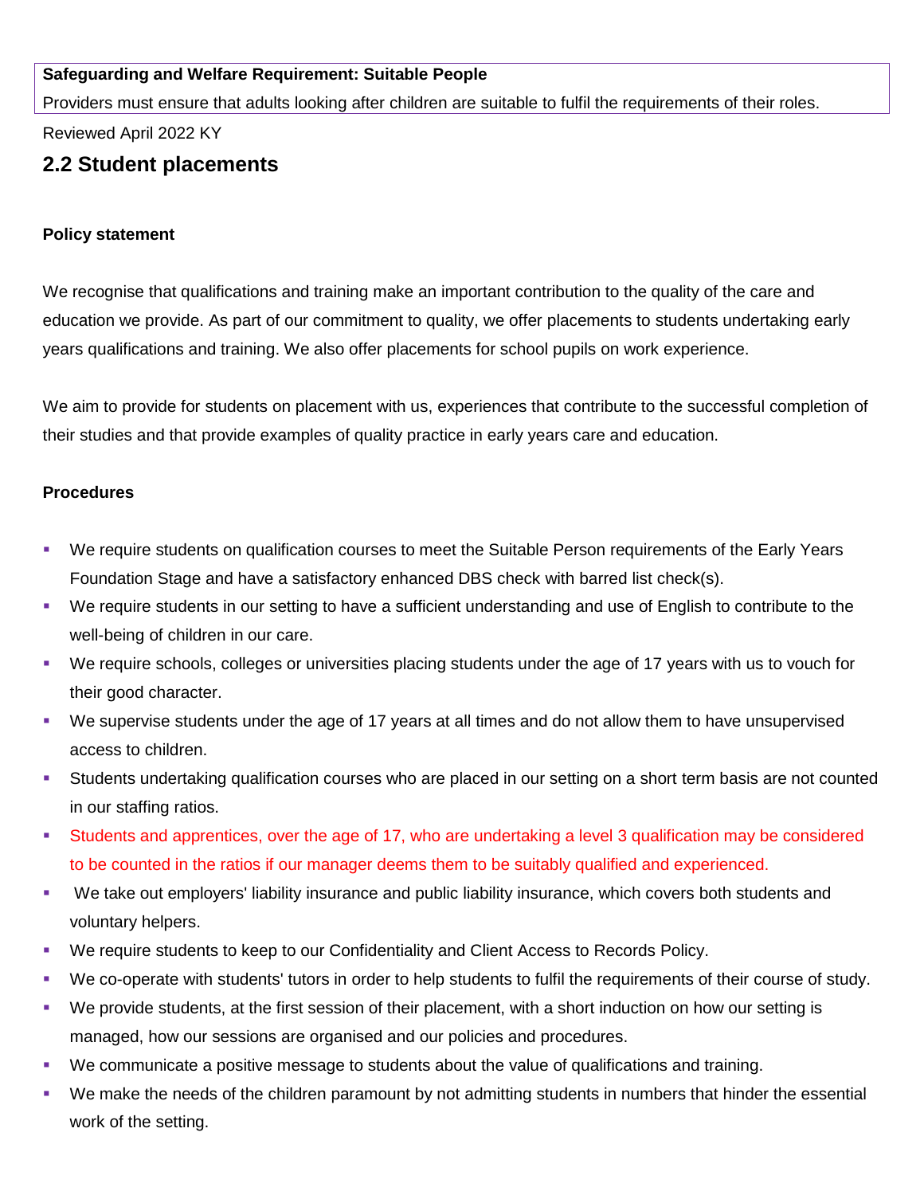**Safeguarding and Welfare Requirement: Suitable People**

Providers must ensure that adults looking after children are suitable to fulfil the requirements of their roles.

Reviewed April 2022 KY

## 2.2 Student placements

**Policy statement**

We recognise that qualifications and training make an important contribution to the quality of the care and education we provide. As part of our commitment to quality, we offer placements to students undertaking early years qualifications and training. We also offer placements for school pupils on work experience.

We aim to provide for students on placement with us, experiences that contribute to the successful completion of their studies and that provide examples of quality practice in early years care and education.

**Procedures**

- We require students on qualification courses to meet the Suitable Person requirements of the Early Years Foundation Stage and have a satisfactory enhanced DBS check with barred list check(s).
- We require students in our setting to have a sufficient understanding and use of English to contribute to the well-being of children in our care.
- We require schools, colleges or universities placing students under the age of 17 years with us to vouch for their good character.
- We supervise students under the age of 17 years at all times and do not allow them to have unsupervised access to children.
- Students undertaking qualification courses who are placed in our setting on a short term basis are not counted in our staffing ratios.
- Students and apprentices, over the age of 17, who are undertaking a level 3 qualification may be considered to be counted in the ratios if our manager deems them to be suitably qualified and experienced.
- We take out employers' liability insurance and public liability insurance, which covers both students and voluntary helpers.
- We require students to keep to our Confidentiality and Client Access to Records Policy.
- We co-operate with students' tutors in order to help students to fulfil the requirements of their course of study.
- We provide students, at the first session of their placement, with a short induction on how our setting is managed, how our sessions are organised and our policies and procedures.
- We communicate a positive message to students about the value of qualifications and training.
- We make the needs of the children paramount by not admitting students in numbers that hinder the essential work of the setting.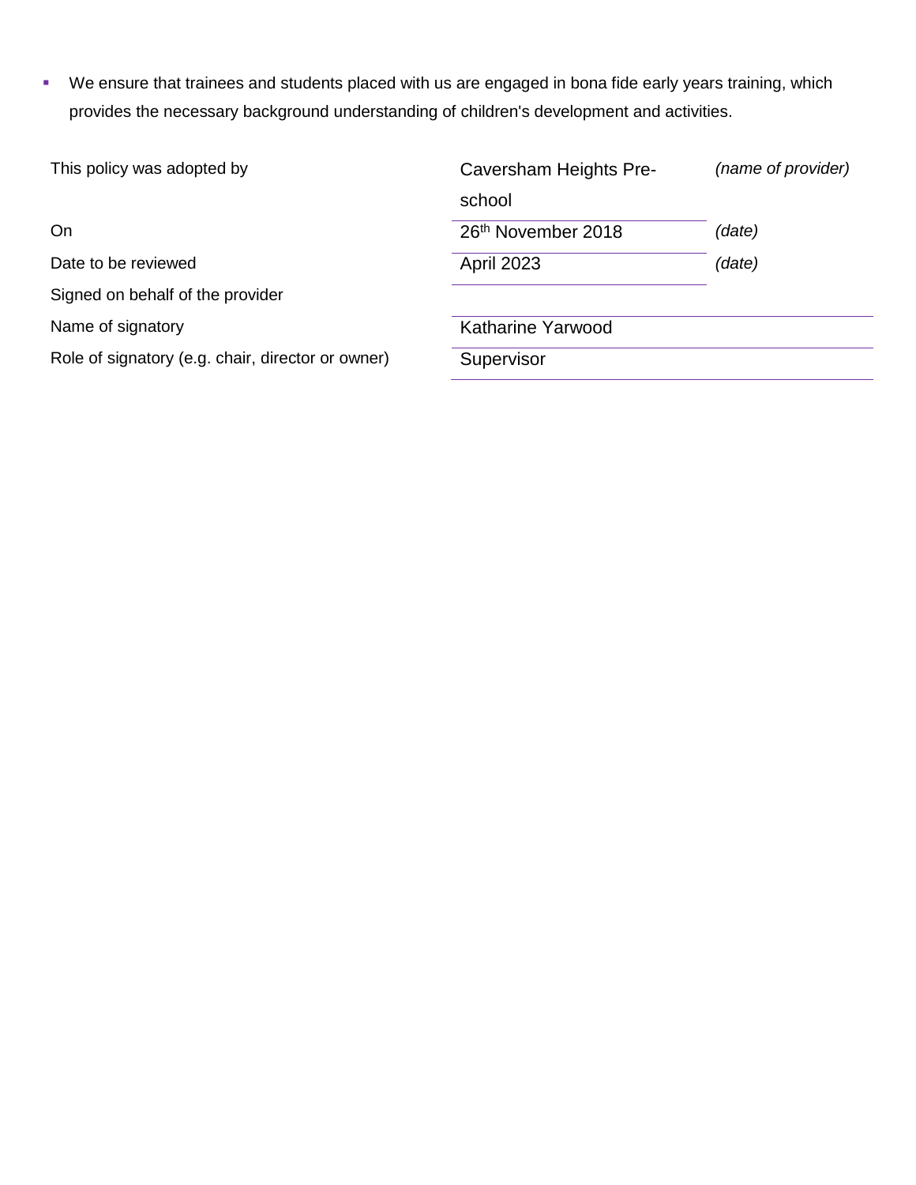- We ensure that trainees and students placed with us are engaged in bona fide early years training, which provides the necessary background understanding of children's development and activities.

| | | |
|---|---|---|
| This policy was adopted by | Caversham Heights Pre-school | *(name of provider)* |
| On | 26th November 2018 | *(date)* |
| Date to be reviewed | April 2023 | *(date)* |
| Signed on behalf of the provider | | |
| Name of signatory | Katharine Yarwood | |
| Role of signatory (e.g. chair, director or owner) | Supervisor | |